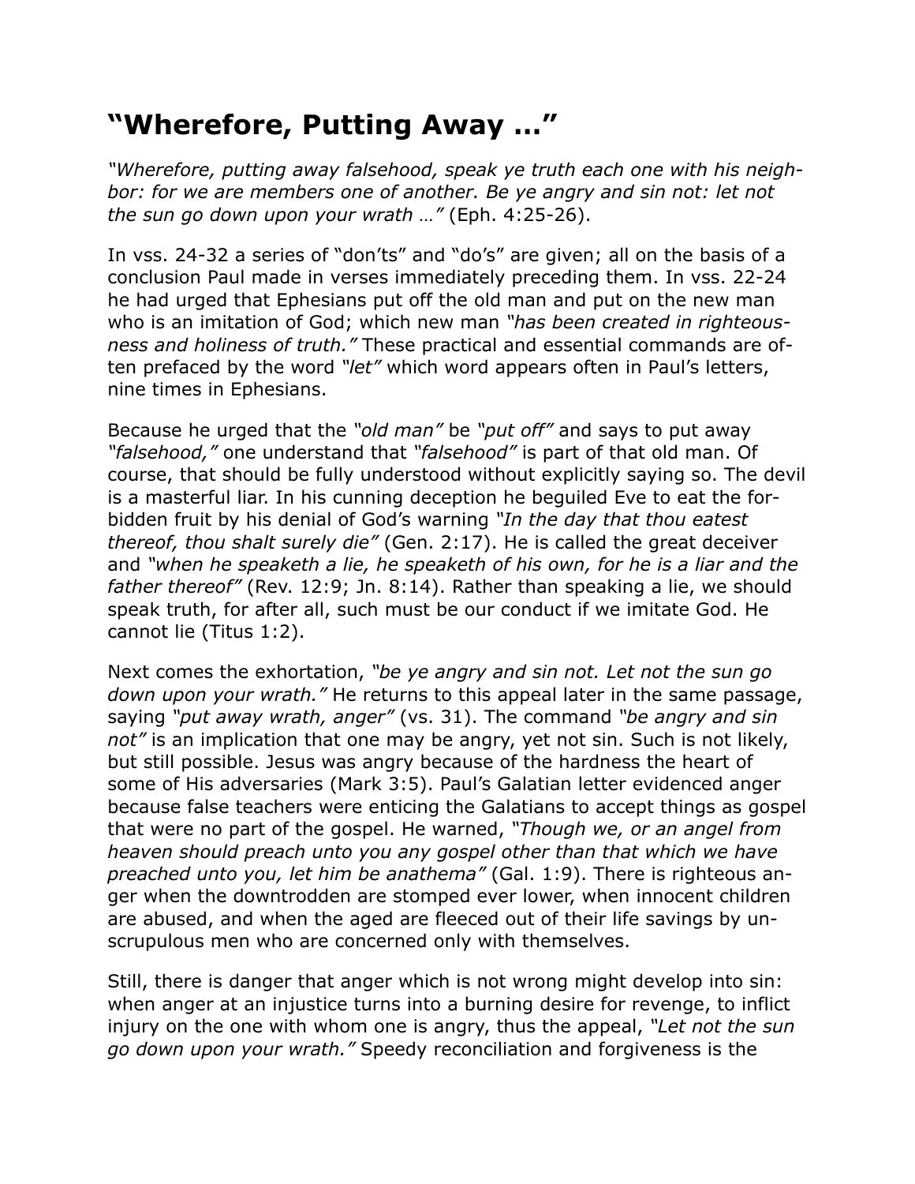# “Wherefore, Putting Away …”

*“Wherefore, putting away falsehood, speak ye truth each one with his neighbor: for we are members one of another. Be ye angry and sin not: let not the sun go down upon your wrath …”* (Eph. 4:25-26).

In vss. 24-32 a series of “don’ts” and “do’s” are given; all on the basis of a conclusion Paul made in verses immediately preceding them. In vss. 22-24 he had urged that Ephesians put off the old man and put on the new man who is an imitation of God; which new man *“has been created in righteousness and holiness of truth.”* These practical and essential commands are often prefaced by the word *“let”* which word appears often in Paul’s letters, nine times in Ephesians.

Because he urged that the *“old man”* be *“put off”* and says to put away *“falsehood,”* one understand that *“falsehood”* is part of that old man. Of course, that should be fully understood without explicitly saying so. The devil is a masterful liar. In his cunning deception he beguiled Eve to eat the forbidden fruit by his denial of God’s warning *“In the day that thou eatest thereof, thou shalt surely die”* (Gen. 2:17). He is called the great deceiver and *“when he speaketh a lie, he speaketh of his own, for he is a liar and the father thereof”* (Rev. 12:9; Jn. 8:14). Rather than speaking a lie, we should speak truth, for after all, such must be our conduct if we imitate God. He cannot lie (Titus 1:2).

Next comes the exhortation, *“be ye angry and sin not. Let not the sun go down upon your wrath.”* He returns to this appeal later in the same passage, saying *“put away wrath, anger”* (vs. 31). The command *“be angry and sin not”* is an implication that one may be angry, yet not sin. Such is not likely, but still possible. Jesus was angry because of the hardness the heart of some of His adversaries (Mark 3:5). Paul’s Galatian letter evidenced anger because false teachers were enticing the Galatians to accept things as gospel that were no part of the gospel. He warned, *“Though we, or an angel from heaven should preach unto you any gospel other than that which we have preached unto you, let him be anathema”* (Gal. 1:9). There is righteous anger when the downtrodden are stomped ever lower, when innocent children are abused, and when the aged are fleeced out of their life savings by unscrupulous men who are concerned only with themselves.

Still, there is danger that anger which is not wrong might develop into sin: when anger at an injustice turns into a burning desire for revenge, to inflict injury on the one with whom one is angry, thus the appeal, *“Let not the sun go down upon your wrath.”* Speedy reconciliation and forgiveness is the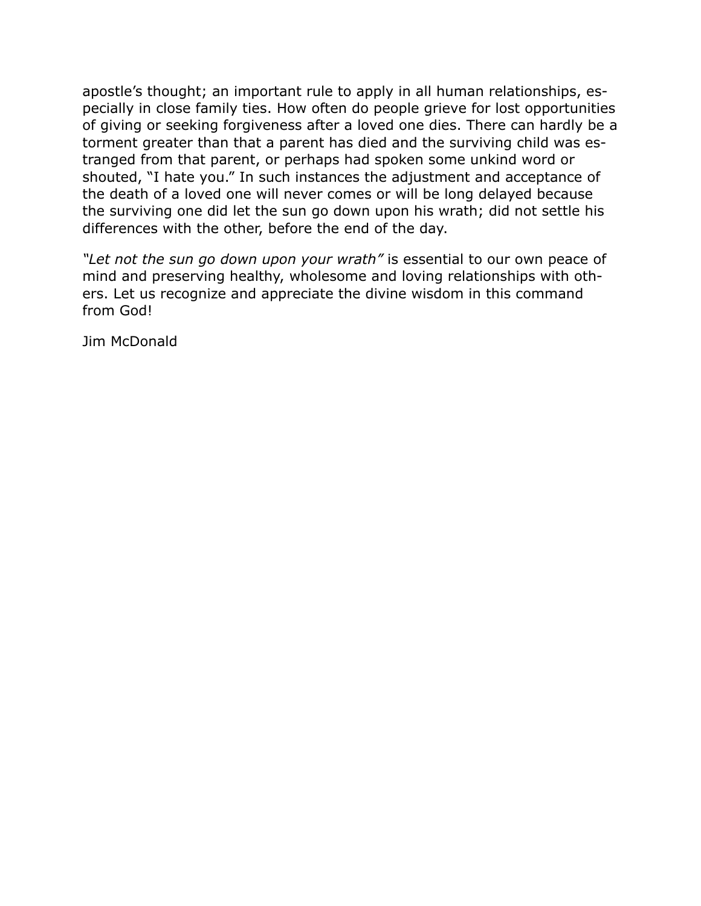apostle's thought; an important rule to apply in all human relationships, especially in close family ties. How often do people grieve for lost opportunities of giving or seeking forgiveness after a loved one dies. There can hardly be a torment greater than that a parent has died and the surviving child was estranged from that parent, or perhaps had spoken some unkind word or shouted, "I hate you." In such instances the adjustment and acceptance of the death of a loved one will never comes or will be long delayed because the surviving one did let the sun go down upon his wrath; did not settle his differences with the other, before the end of the day.

*"Let not the sun go down upon your wrath"* is essential to our own peace of mind and preserving healthy, wholesome and loving relationships with others. Let us recognize and appreciate the divine wisdom in this command from God!

Jim McDonald